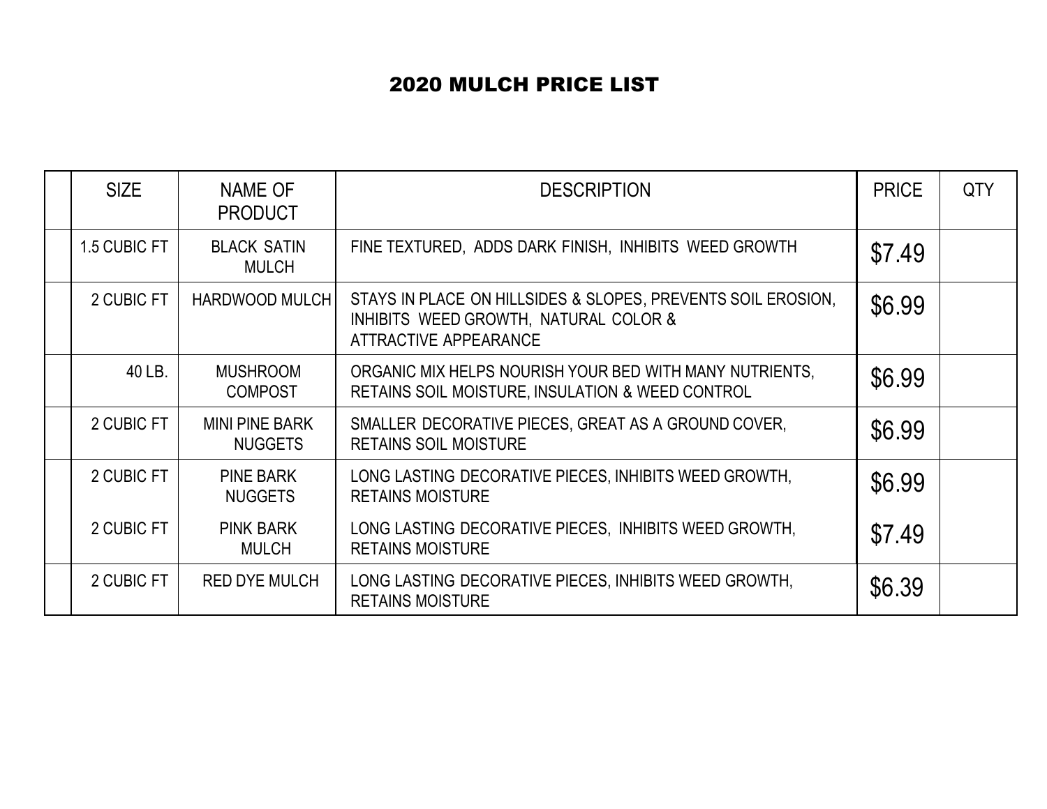# 2020 MULCH PRICE LIST

| | SIZE | NAME OF PRODUCT | DESCRIPTION | PRICE | QTY |
|---|---|---|---|---|---|
| | 1.5 CUBIC FT | BLACK SATIN MULCH | FINE TEXTURED, ADDS DARK FINISH, INHIBITS WEED GROWTH | $7.49 | |
| | 2 CUBIC FT | HARDWOOD MULCH | STAYS IN PLACE ON HILLSIDES & SLOPES, PREVENTS SOIL EROSION, INHIBITS WEED GROWTH, NATURAL COLOR & ATTRACTIVE APPEARANCE | $6.99 | |
| | 40 LB. | MUSHROOM COMPOST | ORGANIC MIX HELPS NOURISH YOUR BED WITH MANY NUTRIENTS, RETAINS SOIL MOISTURE, INSULATION & WEED CONTROL | $6.99 | |
| | 2 CUBIC FT | MINI PINE BARK NUGGETS | SMALLER DECORATIVE PIECES, GREAT AS A GROUND COVER, RETAINS SOIL MOISTURE | $6.99 | |
| | 2 CUBIC FT | PINE BARK NUGGETS | LONG LASTING DECORATIVE PIECES, INHIBITS WEED GROWTH, RETAINS MOISTURE | $6.99 | |
| | 2 CUBIC FT | PINK BARK MULCH | LONG LASTING DECORATIVE PIECES, INHIBITS WEED GROWTH, RETAINS MOISTURE | $7.49 | |
| | 2 CUBIC FT | RED DYE MULCH | LONG LASTING DECORATIVE PIECES, INHIBITS WEED GROWTH, RETAINS MOISTURE | $6.39 | |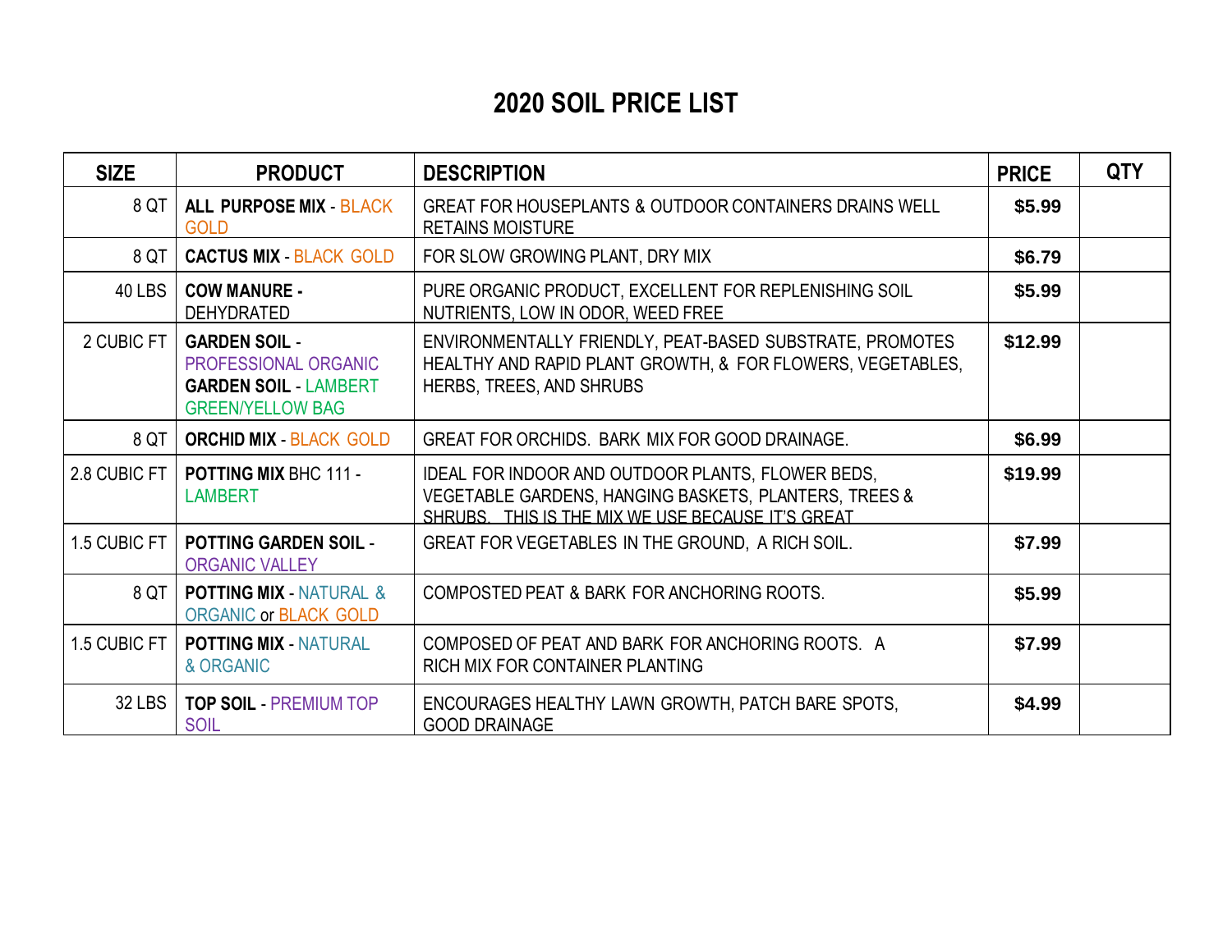# 2020 SOIL PRICE LIST

| SIZE | PRODUCT | DESCRIPTION | PRICE | QTY |
|---|---|---|---|---|
| 8 QT | **ALL PURPOSE MIX** - BLACK GOLD | GREAT FOR HOUSEPLANTS & OUTDOOR CONTAINERS DRAINS WELL RETAINS MOISTURE | **$5.99** | |
| 8 QT | **CACTUS MIX** - BLACK GOLD | FOR SLOW GROWING PLANT, DRY MIX | **$6.79** | |
| 40 LBS | **COW MANURE -** DEHYDRATED | PURE ORGANIC PRODUCT, EXCELLENT FOR REPLENISHING SOIL NUTRIENTS, LOW IN ODOR, WEED FREE | **$5.99** | |
| 2 CUBIC FT | **GARDEN SOIL** - PROFESSIONAL ORGANIC **GARDEN SOIL** - LAMBERT GREEN/YELLOW BAG | ENVIRONMENTALLY FRIENDLY, PEAT-BASED SUBSTRATE, PROMOTES HEALTHY AND RAPID PLANT GROWTH, & FOR FLOWERS, VEGETABLES, HERBS, TREES, AND SHRUBS | **$12.99** | |
| 8 QT | **ORCHID MIX** - BLACK GOLD | GREAT FOR ORCHIDS. BARK MIX FOR GOOD DRAINAGE. | **$6.99** | |
| 2.8 CUBIC FT | **POTTING MIX** BHC 111 - LAMBERT | IDEAL FOR INDOOR AND OUTDOOR PLANTS, FLOWER BEDS, VEGETABLE GARDENS, HANGING BASKETS, PLANTERS, TREES & SHRUBS. THIS IS THE MIX WE USE BECAUSE IT'S GREAT | **$19.99** | |
| 1.5 CUBIC FT | **POTTING GARDEN SOIL** - ORGANIC VALLEY | GREAT FOR VEGETABLES IN THE GROUND, A RICH SOIL. | **$7.99** | |
| 8 QT | **POTTING MIX** - NATURAL & ORGANIC or BLACK GOLD | COMPOSTED PEAT & BARK FOR ANCHORING ROOTS. | **$5.99** | |
| 1.5 CUBIC FT | **POTTING MIX** - NATURAL & ORGANIC | COMPOSED OF PEAT AND BARK FOR ANCHORING ROOTS. A RICH MIX FOR CONTAINER PLANTING | **$7.99** | |
| 32 LBS | **TOP SOIL** - PREMIUM TOP SOIL | ENCOURAGES HEALTHY LAWN GROWTH, PATCH BARE SPOTS, GOOD DRAINAGE | **$4.99** | |